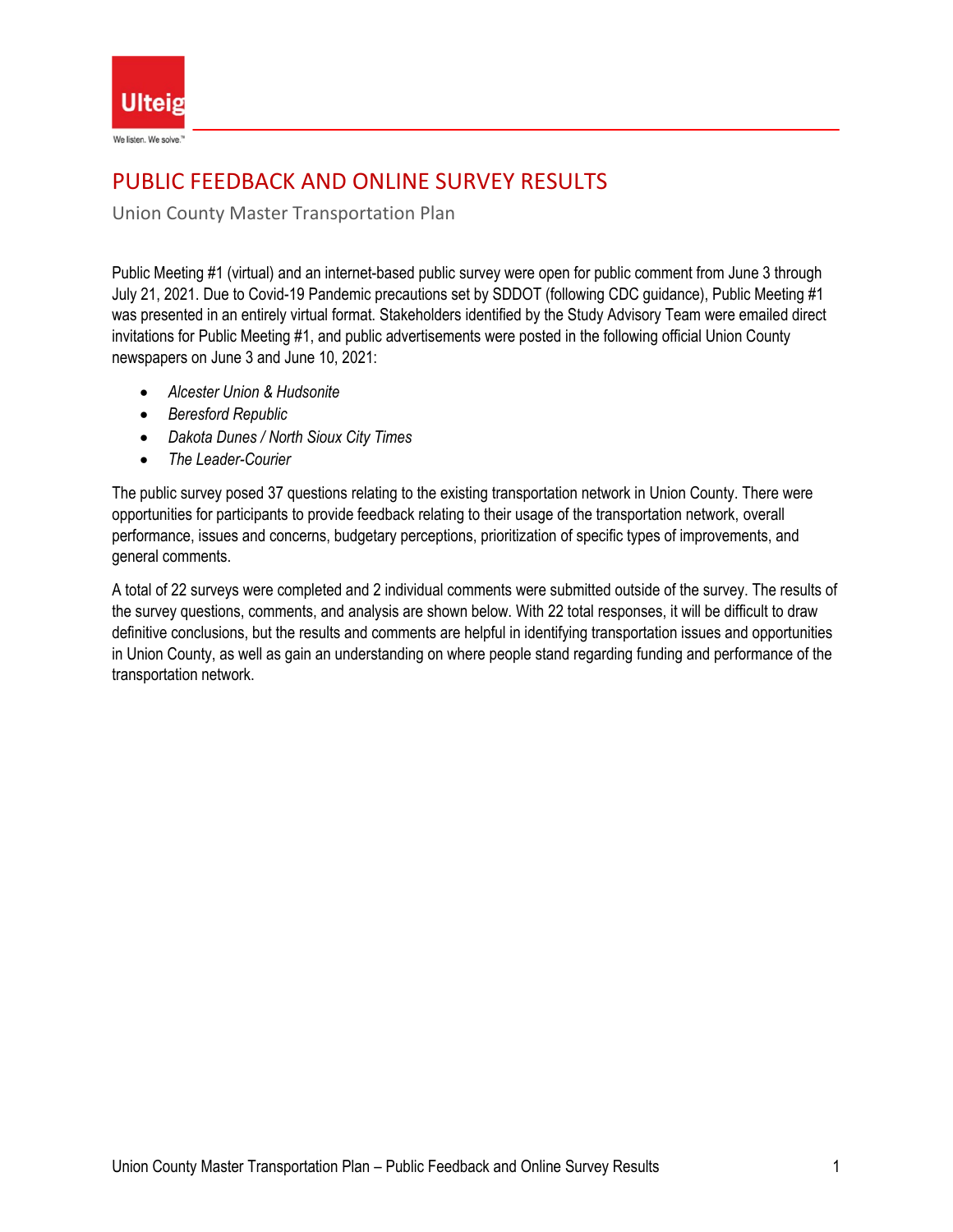# PUBLIC FEEDBACK AND ONLINE SURVEY RESULTS

Union County Master Transportation Plan

Public Meeting #1 (virtual) and an internet-based public survey were open for public comment from June 3 through July 21, 2021. Due to Covid-19 Pandemic precautions set by SDDOT (following CDC guidance), Public Meeting #1 was presented in an entirely virtual format. Stakeholders identified by the Study Advisory Team were emailed direct invitations for Public Meeting #1, and public advertisements were posted in the following official Union County newspapers on June 3 and June 10, 2021:

- *Alcester Union & Hudsonite*
- *Beresford Republic*
- *Dakota Dunes / North Sioux City Times*
- *The Leader-Courier*

The public survey posed 37 questions relating to the existing transportation network in Union County. There were opportunities for participants to provide feedback relating to their usage of the transportation network, overall performance, issues and concerns, budgetary perceptions, prioritization of specific types of improvements, and general comments.

A total of 22 surveys were completed and 2 individual comments were submitted outside of the survey. The results of the survey questions, comments, and analysis are shown below. With 22 total responses, it will be difficult to draw definitive conclusions, but the results and comments are helpful in identifying transportation issues and opportunities in Union County, as well as gain an understanding on where people stand regarding funding and performance of the transportation network.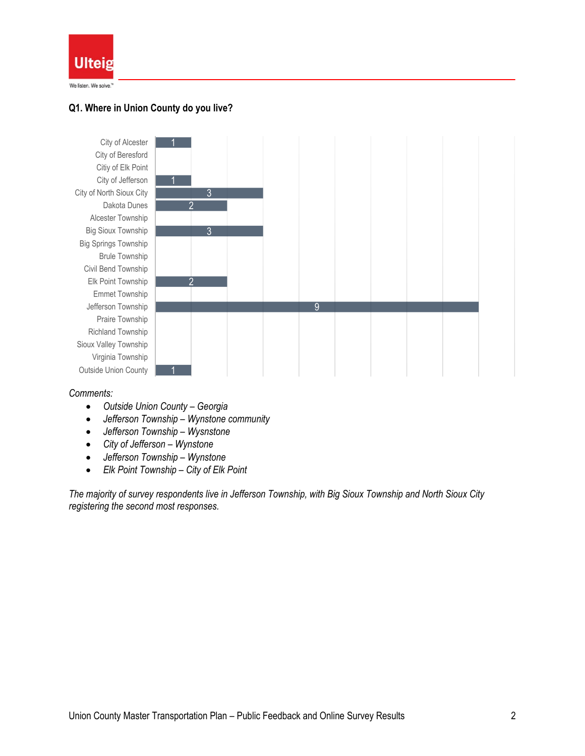### Q1. Where in Union County do you live?

| Location | Responses |
|---|---|
| City of Alcester | 1 |
| City of Beresford | |
| Citiy of Elk Point | |
| City of Jefferson | 1 |
| City of North Sioux City | 3 |
| Dakota Dunes | 2 |
| Alcester Township | |
| Big Sioux Township | 3 |
| Big Springs Township | |
| Brule Township | |
| Civil Bend Township | |
| Elk Point Township | 2 |
| Emmet Township | |
| Jefferson Township | 9 |
| Praire Township | |
| Richland Township | |
| Sioux Valley Township | |
| Virginia Township | |
| Outside Union County | 1 |

*Comments:*

- *Outside Union County – Georgia*
- *Jefferson Township – Wynstone community*
- *Jefferson Township – Wysnstone*
- *City of Jefferson – Wynstone*
- *Jefferson Township – Wynstone*
- *Elk Point Township – City of Elk Point*

*The majority of survey respondents live in Jefferson Township, with Big Sioux Township and North Sioux City registering the second most responses.*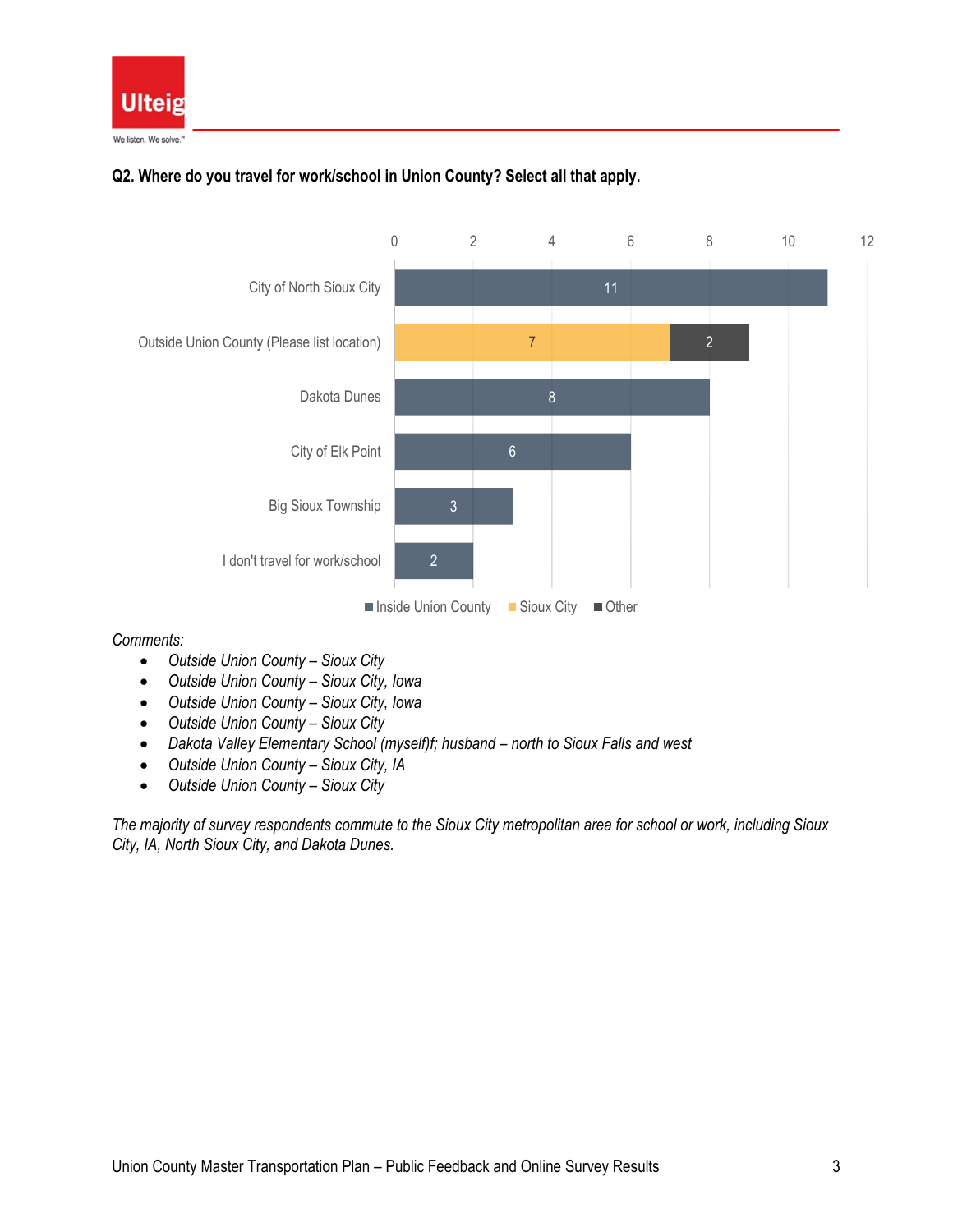**Q2. Where do you travel for work/school in Union County? Select all that apply.**

| Location | Inside Union County | Sioux City | Other |
|---|---|---|---|
| City of North Sioux City | 11 | | |
| Outside Union County (Please list location) | | 7 | 2 |
| Dakota Dunes | 8 | | |
| City of Elk Point | 6 | | |
| Big Sioux Township | 3 | | |
| I don't travel for work/school | 2 | | |

*Comments:*

- *Outside Union County – Sioux City*
- *Outside Union County – Sioux City, Iowa*
- *Outside Union County – Sioux City, Iowa*
- *Outside Union County – Sioux City*
- *Dakota Valley Elementary School (myself)f; husband – north to Sioux Falls and west*
- *Outside Union County – Sioux City, IA*
- *Outside Union County – Sioux City*

*The majority of survey respondents commute to the Sioux City metropolitan area for school or work, including Sioux City, IA, North Sioux City, and Dakota Dunes.*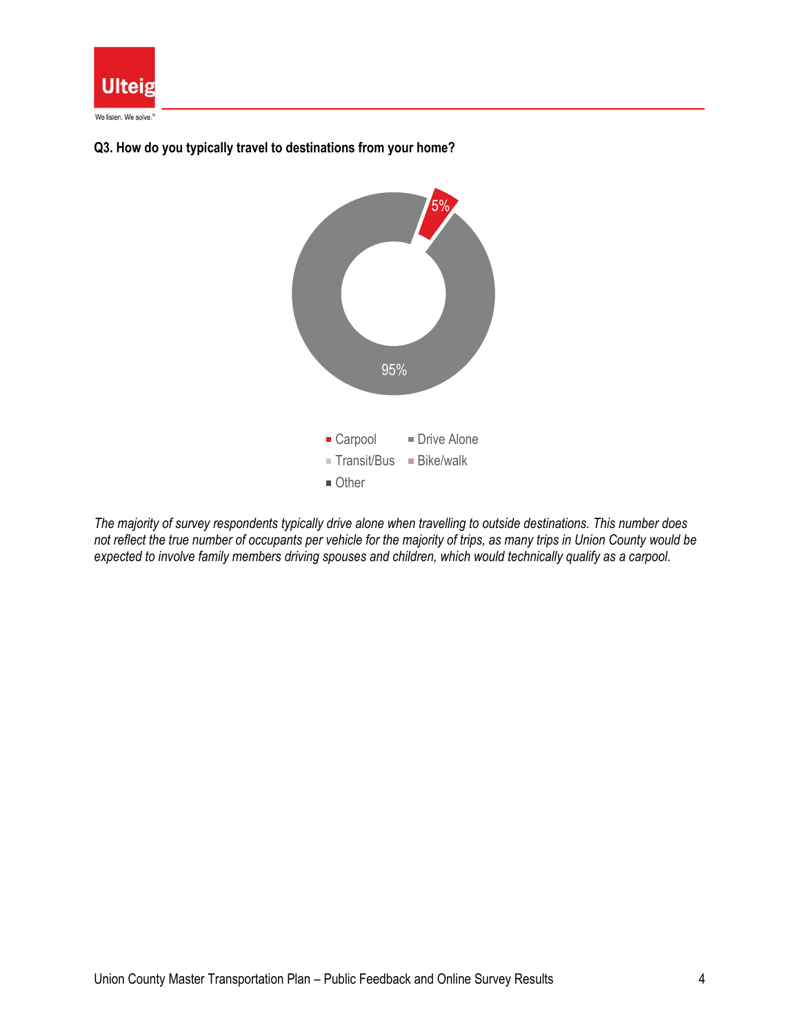**Q3. How do you typically travel to destinations from your home?**

*The majority of survey respondents typically drive alone when travelling to outside destinations. This number does not reflect the true number of occupants per vehicle for the majority of trips, as many trips in Union County would be expected to involve family members driving spouses and children, which would technically qualify as a carpool.*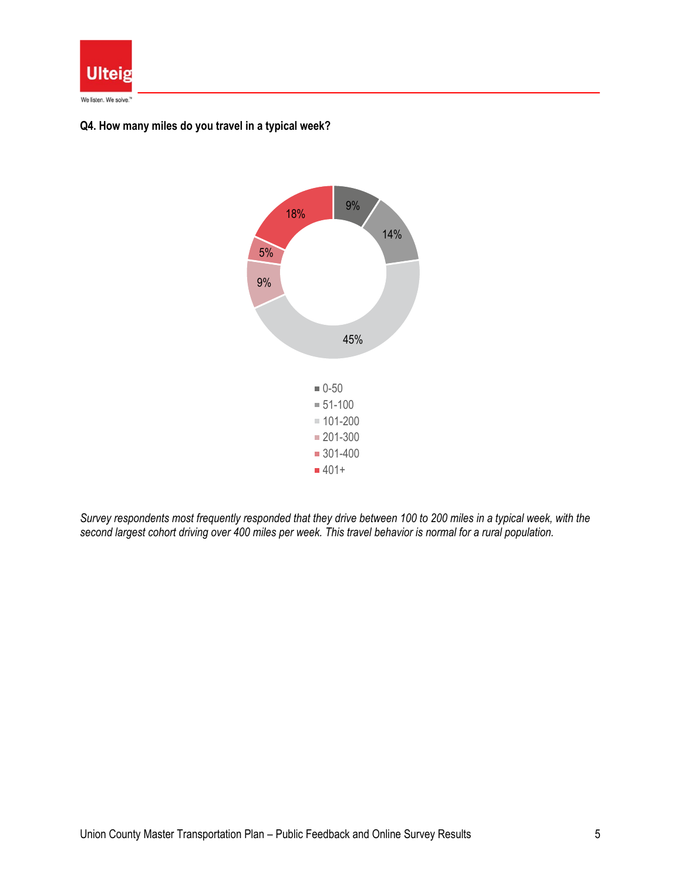**Q4. How many miles do you travel in a typical week?**

| Miles | Percent |
|---|---|
| 0-50 | 9% |
| 51-100 | 14% |
| 101-200 | 45% |
| 201-300 | 9% |
| 301-400 | 5% |
| 401+ | 18% |

*Survey respondents most frequently responded that they drive between 100 to 200 miles in a typical week, with the second largest cohort driving over 400 miles per week. This travel behavior is normal for a rural population.*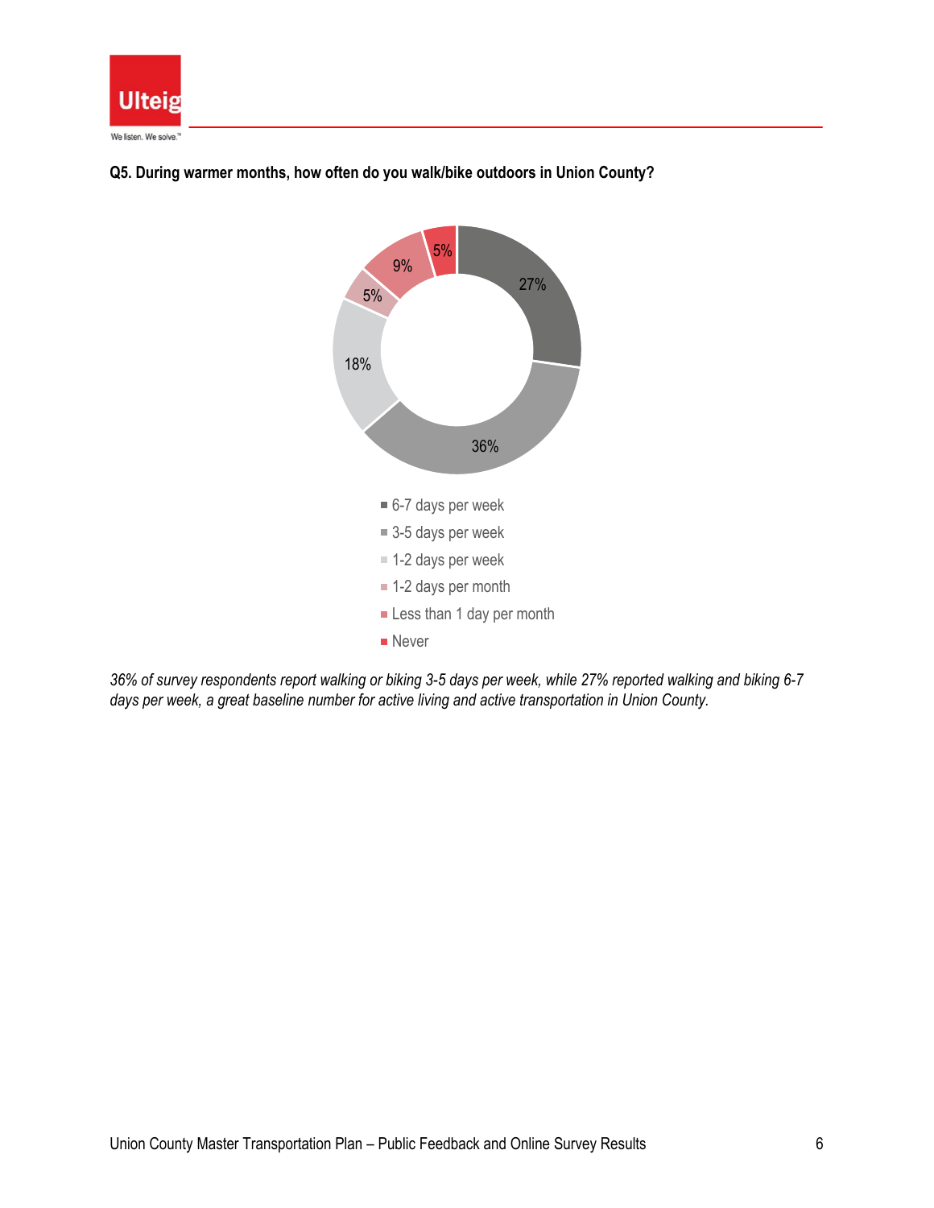**Q5. During warmer months, how often do you walk/bike outdoors in Union County?**

| Response | Percentage |
|---|---|
| 6-7 days per week | 27% |
| 3-5 days per week | 36% |
| 1-2 days per week | 18% |
| 1-2 days per month | 5% |
| Less than 1 day per month | 9% |
| Never | 5% |

*36% of survey respondents report walking or biking 3-5 days per week, while 27% reported walking and biking 6-7 days per week, a great baseline number for active living and active transportation in Union County.*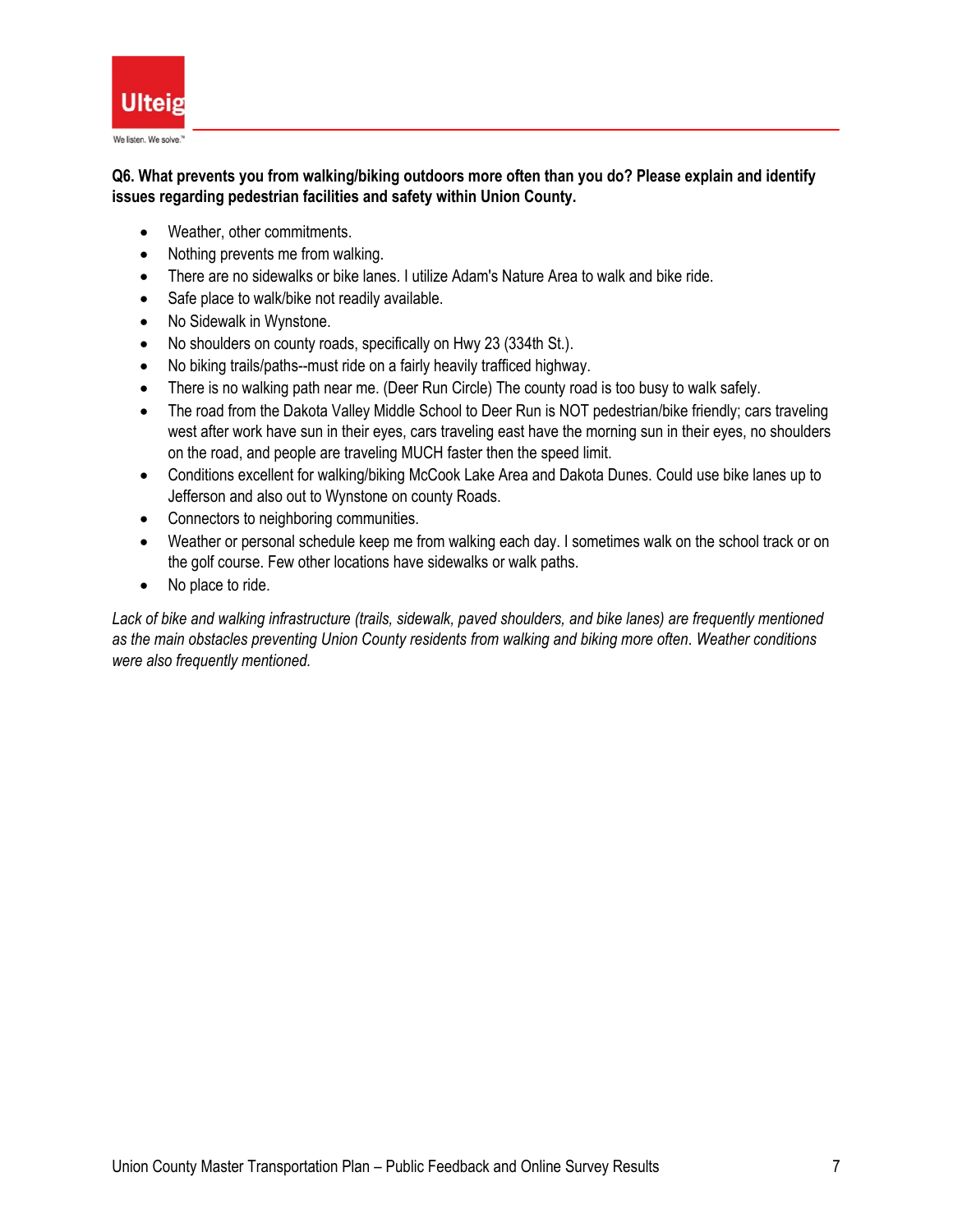**Q6. What prevents you from walking/biking outdoors more often than you do? Please explain and identify issues regarding pedestrian facilities and safety within Union County.**

- Weather, other commitments.
- Nothing prevents me from walking.
- There are no sidewalks or bike lanes. I utilize Adam's Nature Area to walk and bike ride.
- Safe place to walk/bike not readily available.
- No Sidewalk in Wynstone.
- No shoulders on county roads, specifically on Hwy 23 (334th St.).
- No biking trails/paths--must ride on a fairly heavily trafficed highway.
- There is no walking path near me. (Deer Run Circle) The county road is too busy to walk safely.
- The road from the Dakota Valley Middle School to Deer Run is NOT pedestrian/bike friendly; cars traveling west after work have sun in their eyes, cars traveling east have the morning sun in their eyes, no shoulders on the road, and people are traveling MUCH faster then the speed limit.
- Conditions excellent for walking/biking McCook Lake Area and Dakota Dunes. Could use bike lanes up to Jefferson and also out to Wynstone on county Roads.
- Connectors to neighboring communities.
- Weather or personal schedule keep me from walking each day. I sometimes walk on the school track or on the golf course. Few other locations have sidewalks or walk paths.
- No place to ride.

*Lack of bike and walking infrastructure (trails, sidewalk, paved shoulders, and bike lanes) are frequently mentioned as the main obstacles preventing Union County residents from walking and biking more often. Weather conditions were also frequently mentioned.*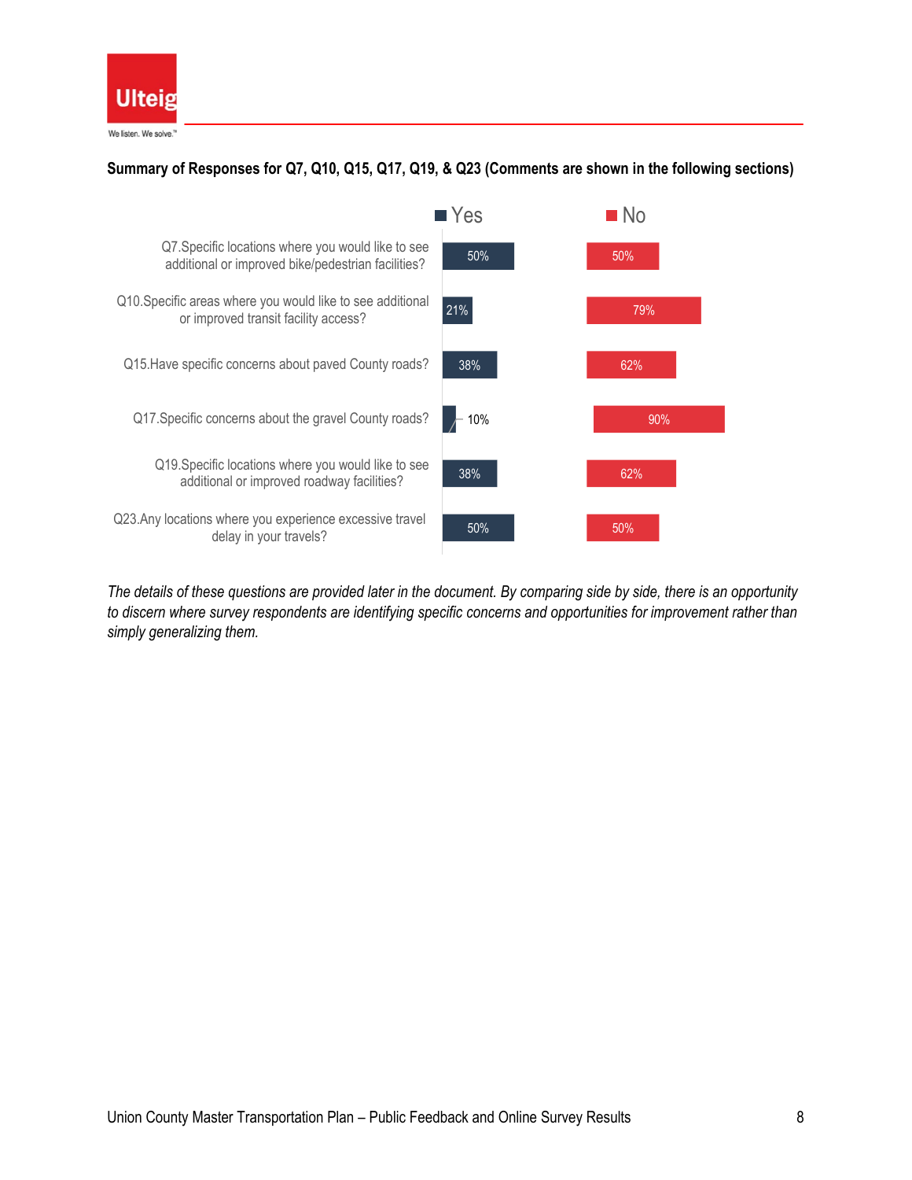**Summary of Responses for Q7, Q10, Q15, Q17, Q19, & Q23 (Comments are shown in the following sections)**

| Question | Yes | No |
|---|---|---|
| Q7.Specific locations where you would like to see additional or improved bike/pedestrian facilities? | 50% | 50% |
| Q10.Specific areas where you would like to see additional or improved transit facility access? | 21% | 79% |
| Q15.Have specific concerns about paved County roads? | 38% | 62% |
| Q17.Specific concerns about the gravel County roads? | 10% | 90% |
| Q19.Specific locations where you would like to see additional or improved roadway facilities? | 38% | 62% |
| Q23.Any locations where you experience excessive travel delay in your travels? | 50% | 50% |

*The details of these questions are provided later in the document. By comparing side by side, there is an opportunity to discern where survey respondents are identifying specific concerns and opportunities for improvement rather than simply generalizing them.*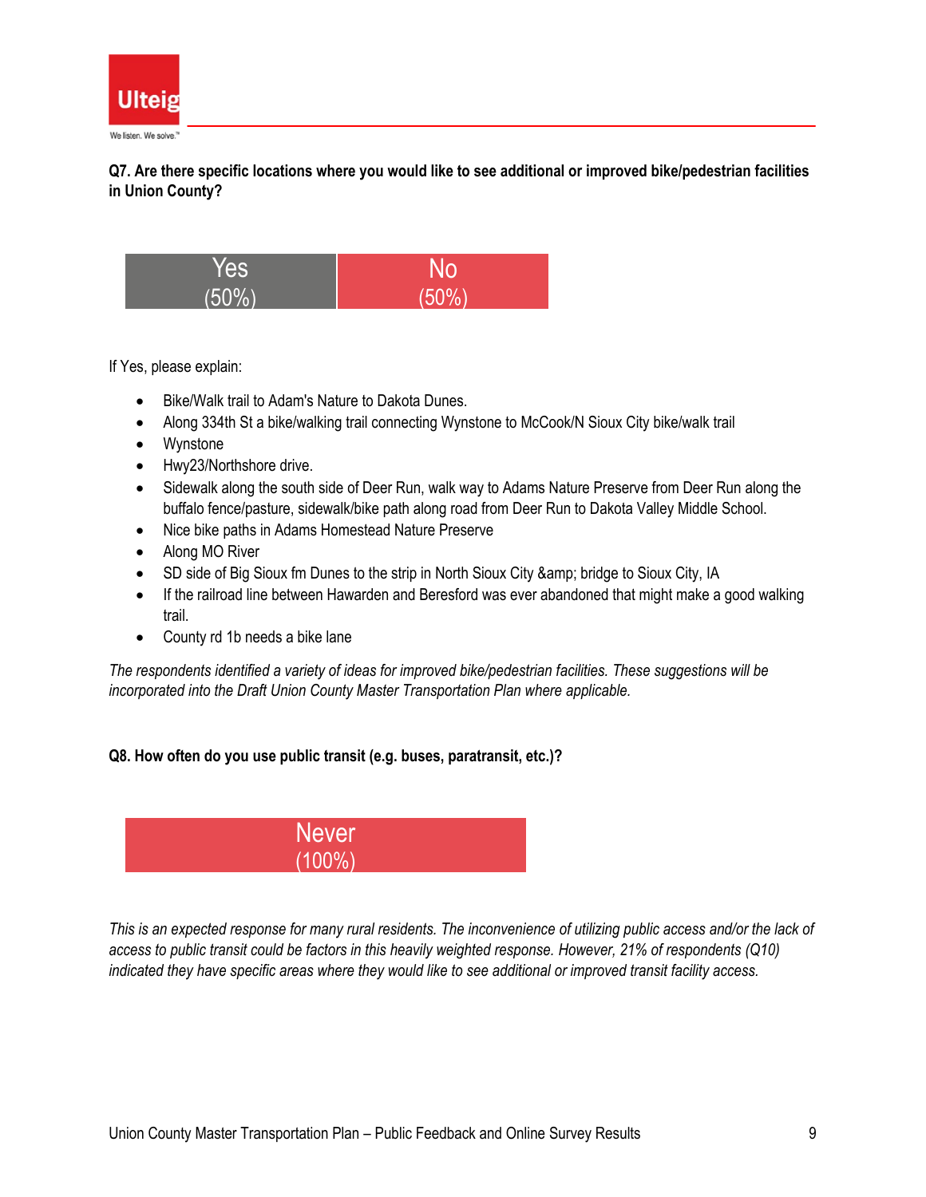**Q7. Are there specific locations where you would like to see additional or improved bike/pedestrian facilities in Union County?**

| Yes (50%) | No (50%) |
|---|---|

If Yes, please explain:

- Bike/Walk trail to Adam's Nature to Dakota Dunes.
- Along 334th St a bike/walking trail connecting Wynstone to McCook/N Sioux City bike/walk trail
- Wynstone
- Hwy23/Northshore drive.
- Sidewalk along the south side of Deer Run, walk way to Adams Nature Preserve from Deer Run along the buffalo fence/pasture, sidewalk/bike path along road from Deer Run to Dakota Valley Middle School.
- Nice bike paths in Adams Homestead Nature Preserve
- Along MO River
- SD side of Big Sioux fm Dunes to the strip in North Sioux City &amp; bridge to Sioux City, IA
- If the railroad line between Hawarden and Beresford was ever abandoned that might make a good walking trail.
- County rd 1b needs a bike lane

*The respondents identified a variety of ideas for improved bike/pedestrian facilities. These suggestions will be incorporated into the Draft Union County Master Transportation Plan where applicable.*

**Q8. How often do you use public transit (e.g. buses, paratransit, etc.)?**

| Never (100%) |
|---|

*This is an expected response for many rural residents. The inconvenience of utilizing public access and/or the lack of access to public transit could be factors in this heavily weighted response. However, 21% of respondents (Q10) indicated they have specific areas where they would like to see additional or improved transit facility access.*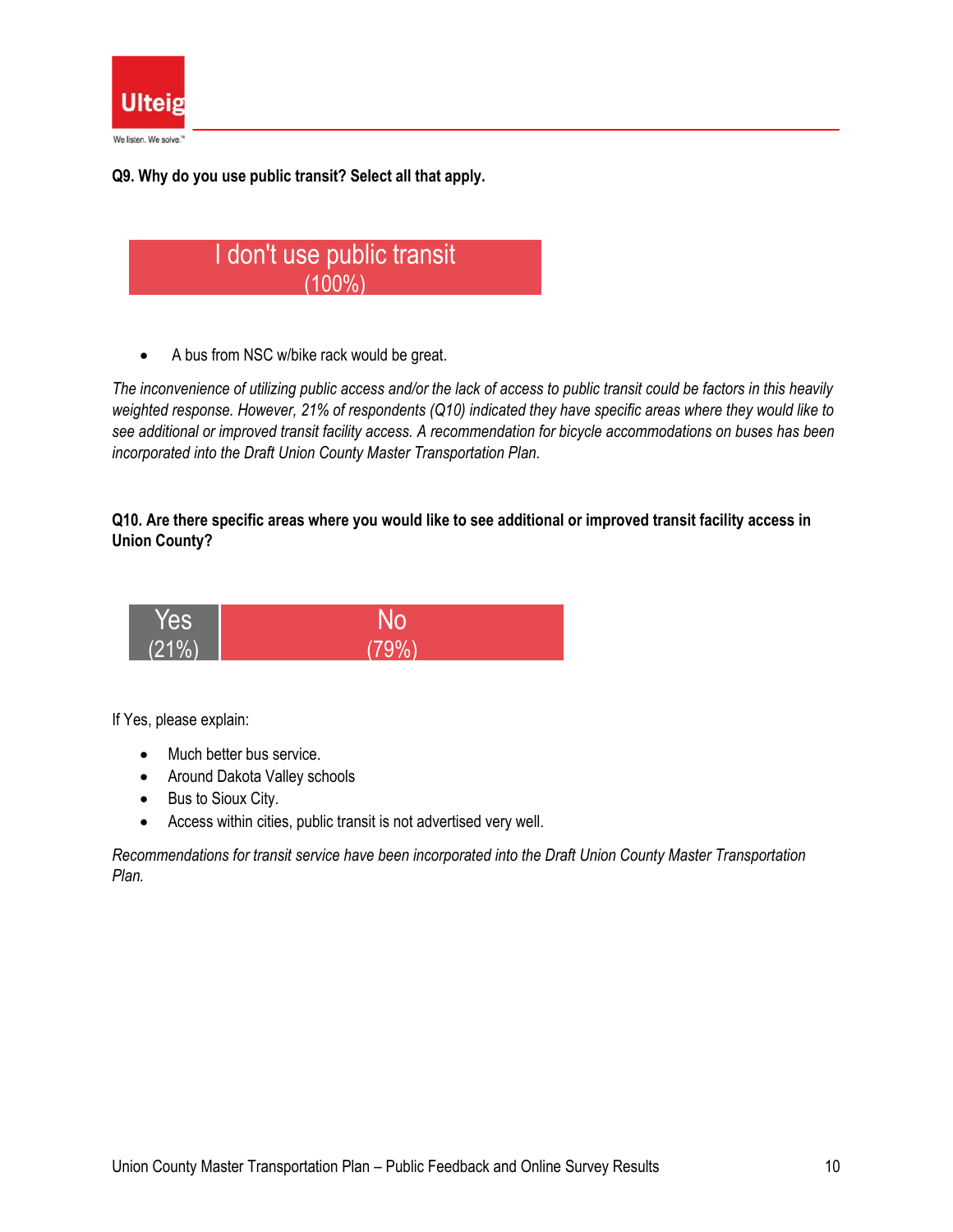**Q9. Why do you use public transit? Select all that apply.**

I don't use public transit
(100%)

- A bus from NSC w/bike rack would be great.

*The inconvenience of utilizing public access and/or the lack of access to public transit could be factors in this heavily weighted response. However, 21% of respondents (Q10) indicated they have specific areas where they would like to see additional or improved transit facility access. A recommendation for bicycle accommodations on buses has been incorporated into the Draft Union County Master Transportation Plan.*

**Q10. Are there specific areas where you would like to see additional or improved transit facility access in Union County?**

| Yes | No |
|---|---|
| (21%) | (79%) |

If Yes, please explain:

- Much better bus service.
- Around Dakota Valley schools
- Bus to Sioux City.
- Access within cities, public transit is not advertised very well.

*Recommendations for transit service have been incorporated into the Draft Union County Master Transportation Plan.*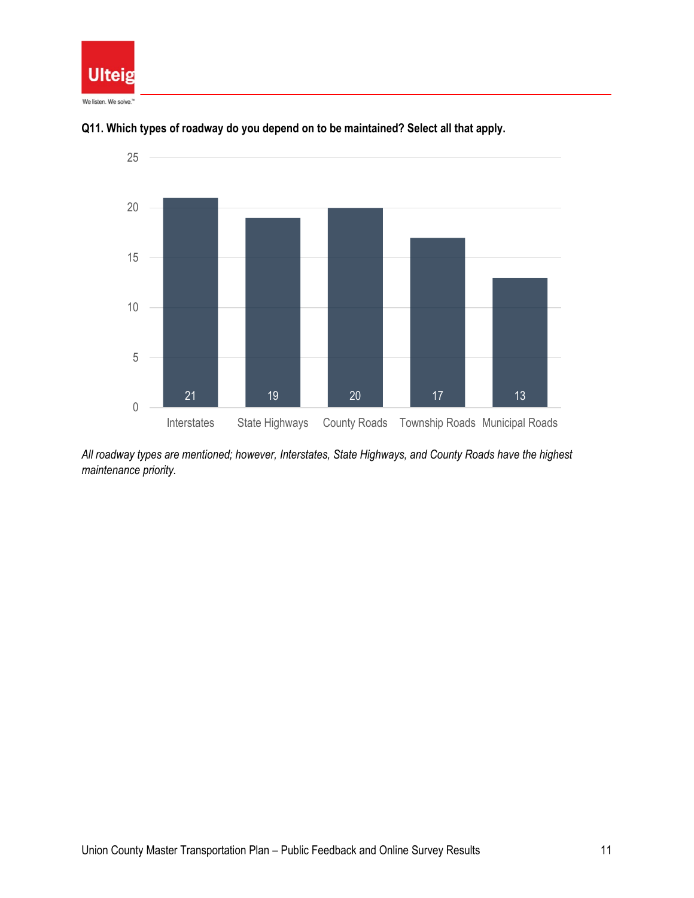**Q11. Which types of roadway do you depend on to be maintained? Select all that apply.**

| Roadway Type | Responses |
|---|---|
| Interstates | 21 |
| State Highways | 19 |
| County Roads | 20 |
| Township Roads | 17 |
| Municipal Roads | 13 |

*All roadway types are mentioned; however, Interstates, State Highways, and County Roads have the highest maintenance priority.*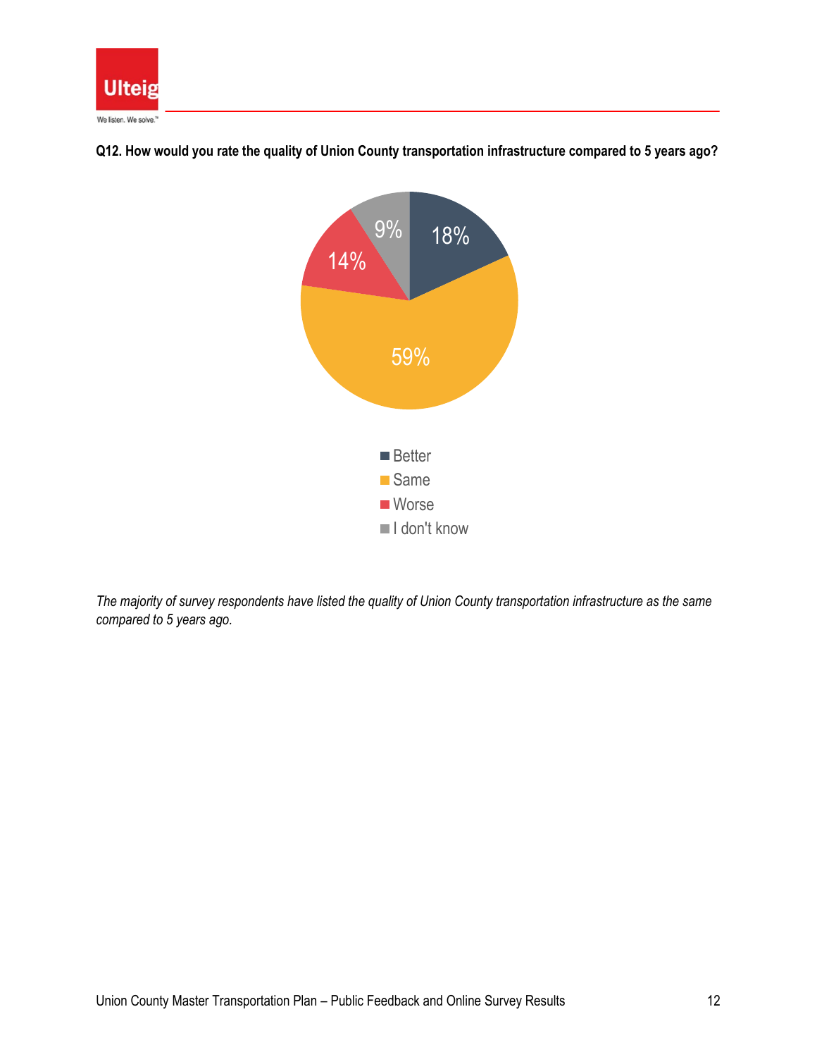**Q12. How would you rate the quality of Union County transportation infrastructure compared to 5 years ago?**

| Response | Percentage |
|---|---|
| Better | 18% |
| Same | 59% |
| Worse | 14% |
| I don't know | 9% |

*The majority of survey respondents have listed the quality of Union County transportation infrastructure as the same compared to 5 years ago.*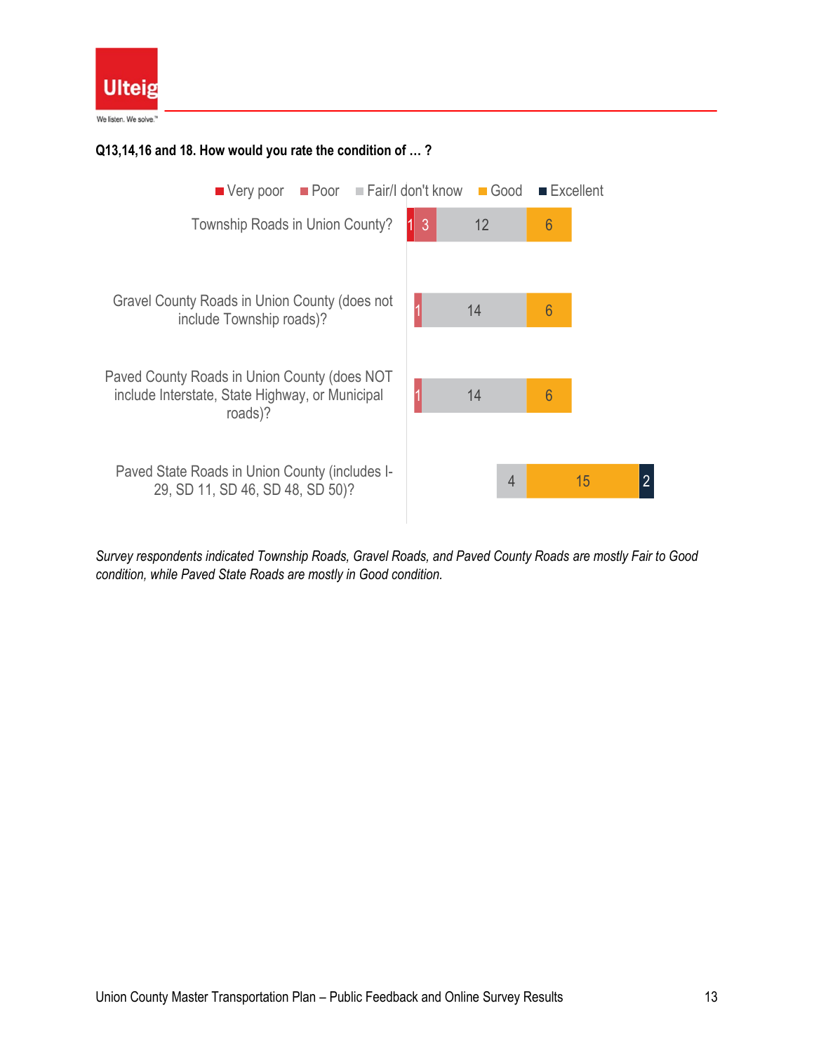**Q13,14,16 and 18. How would you rate the condition of … ?**

| | Very poor | Poor | Fair/I don't know | Good | Excellent |
|---|---|---|---|---|---|
| Township Roads in Union County? | 1 | 3 | 12 | 6 | |
| Gravel County Roads in Union County (does not include Township roads)? | | 1 | 14 | 6 | |
| Paved County Roads in Union County (does NOT include Interstate, State Highway, or Municipal roads)? | | 1 | 14 | 6 | |
| Paved State Roads in Union County (includes I-29, SD 11, SD 46, SD 48, SD 50)? | | | 4 | 15 | 2 |

*Survey respondents indicated Township Roads, Gravel Roads, and Paved County Roads are mostly Fair to Good condition, while Paved State Roads are mostly in Good condition.*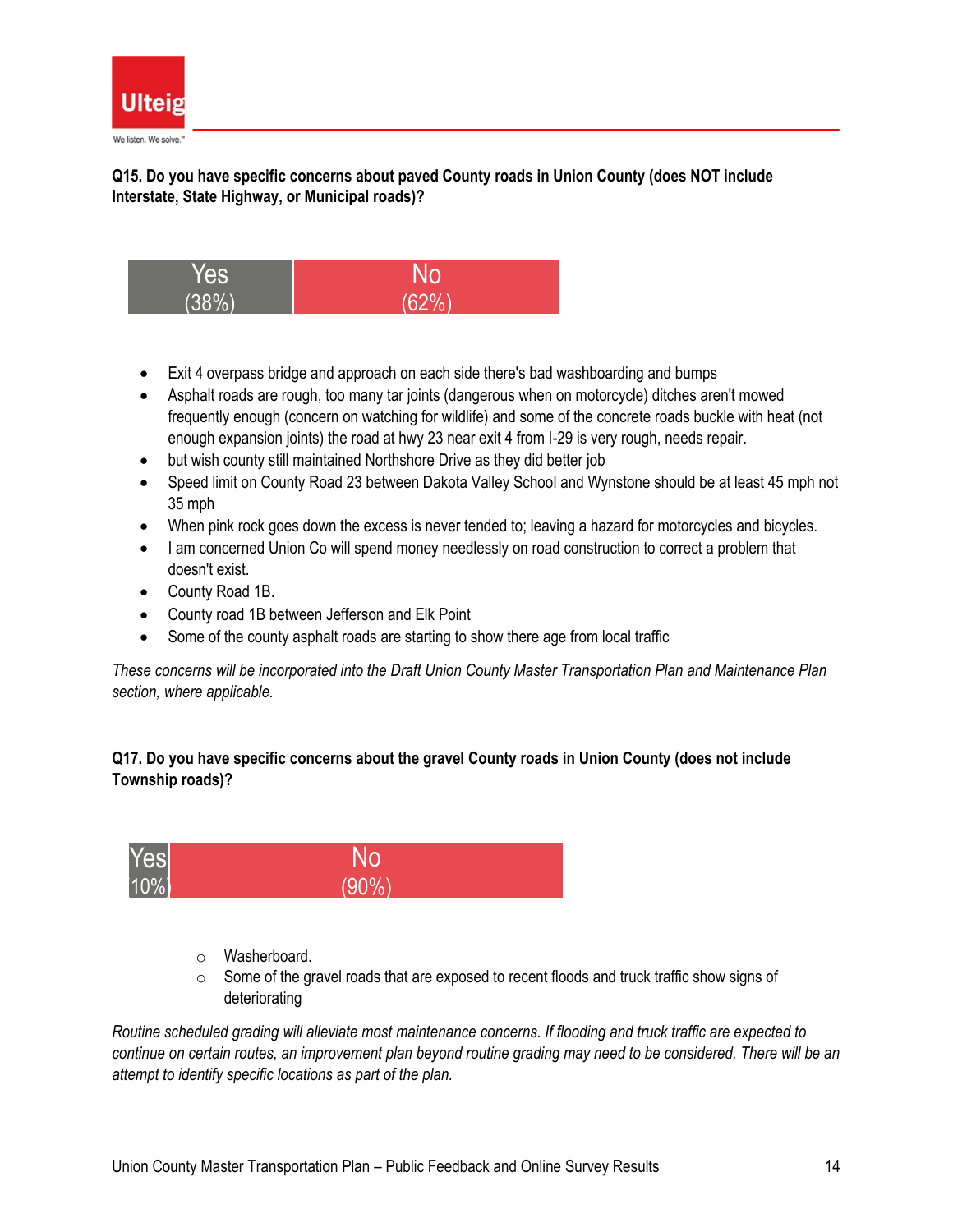**Q15. Do you have specific concerns about paved County roads in Union County (does NOT include Interstate, State Highway, or Municipal roads)?**

| Yes (38%) | No (62%) |
|---|---|

- Exit 4 overpass bridge and approach on each side there's bad washboarding and bumps
- Asphalt roads are rough, too many tar joints (dangerous when on motorcycle) ditches aren't mowed frequently enough (concern on watching for wildlife) and some of the concrete roads buckle with heat (not enough expansion joints) the road at hwy 23 near exit 4 from I-29 is very rough, needs repair.
- but wish county still maintained Northshore Drive as they did better job
- Speed limit on County Road 23 between Dakota Valley School and Wynstone should be at least 45 mph not 35 mph
- When pink rock goes down the excess is never tended to; leaving a hazard for motorcycles and bicycles.
- I am concerned Union Co will spend money needlessly on road construction to correct a problem that doesn't exist.
- County Road 1B.
- County road 1B between Jefferson and Elk Point
- Some of the county asphalt roads are starting to show there age from local traffic

*These concerns will be incorporated into the Draft Union County Master Transportation Plan and Maintenance Plan section, where applicable.*

**Q17. Do you have specific concerns about the gravel County roads in Union County (does not include Township roads)?**

| Yes 10% | No (90%) |
|---|---|

- Washerboard.
- Some of the gravel roads that are exposed to recent floods and truck traffic show signs of deteriorating

*Routine scheduled grading will alleviate most maintenance concerns. If flooding and truck traffic are expected to continue on certain routes, an improvement plan beyond routine grading may need to be considered. There will be an attempt to identify specific locations as part of the plan.*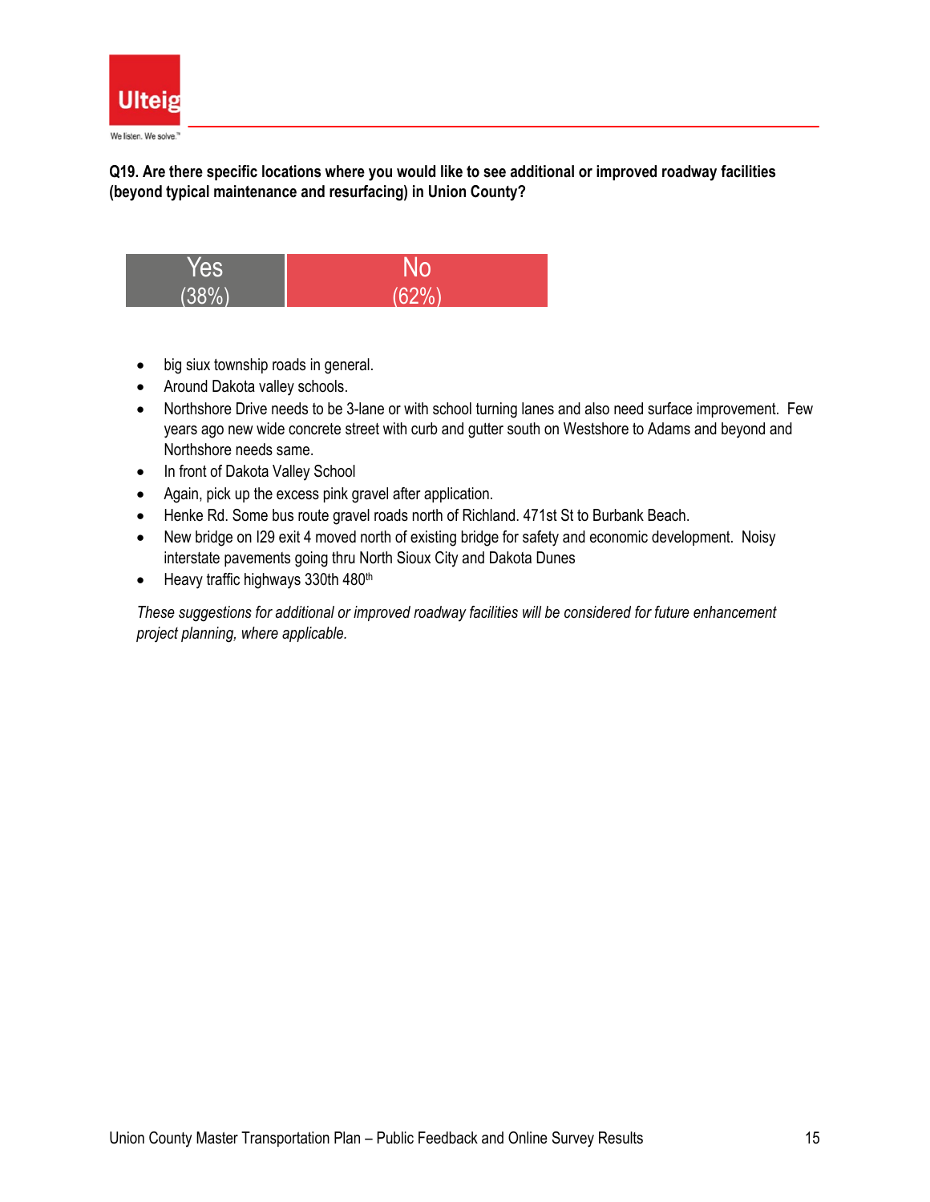**Q19. Are there specific locations where you would like to see additional or improved roadway facilities (beyond typical maintenance and resurfacing) in Union County?**

| Yes (38%) | No (62%) |
|---|---|

- big siux township roads in general.
- Around Dakota valley schools.
- Northshore Drive needs to be 3-lane or with school turning lanes and also need surface improvement. Few years ago new wide concrete street with curb and gutter south on Westshore to Adams and beyond and Northshore needs same.
- In front of Dakota Valley School
- Again, pick up the excess pink gravel after application.
- Henke Rd. Some bus route gravel roads north of Richland. 471st St to Burbank Beach.
- New bridge on I29 exit 4 moved north of existing bridge for safety and economic development. Noisy interstate pavements going thru North Sioux City and Dakota Dunes
- Heavy traffic highways 330th 480th

*These suggestions for additional or improved roadway facilities will be considered for future enhancement project planning, where applicable.*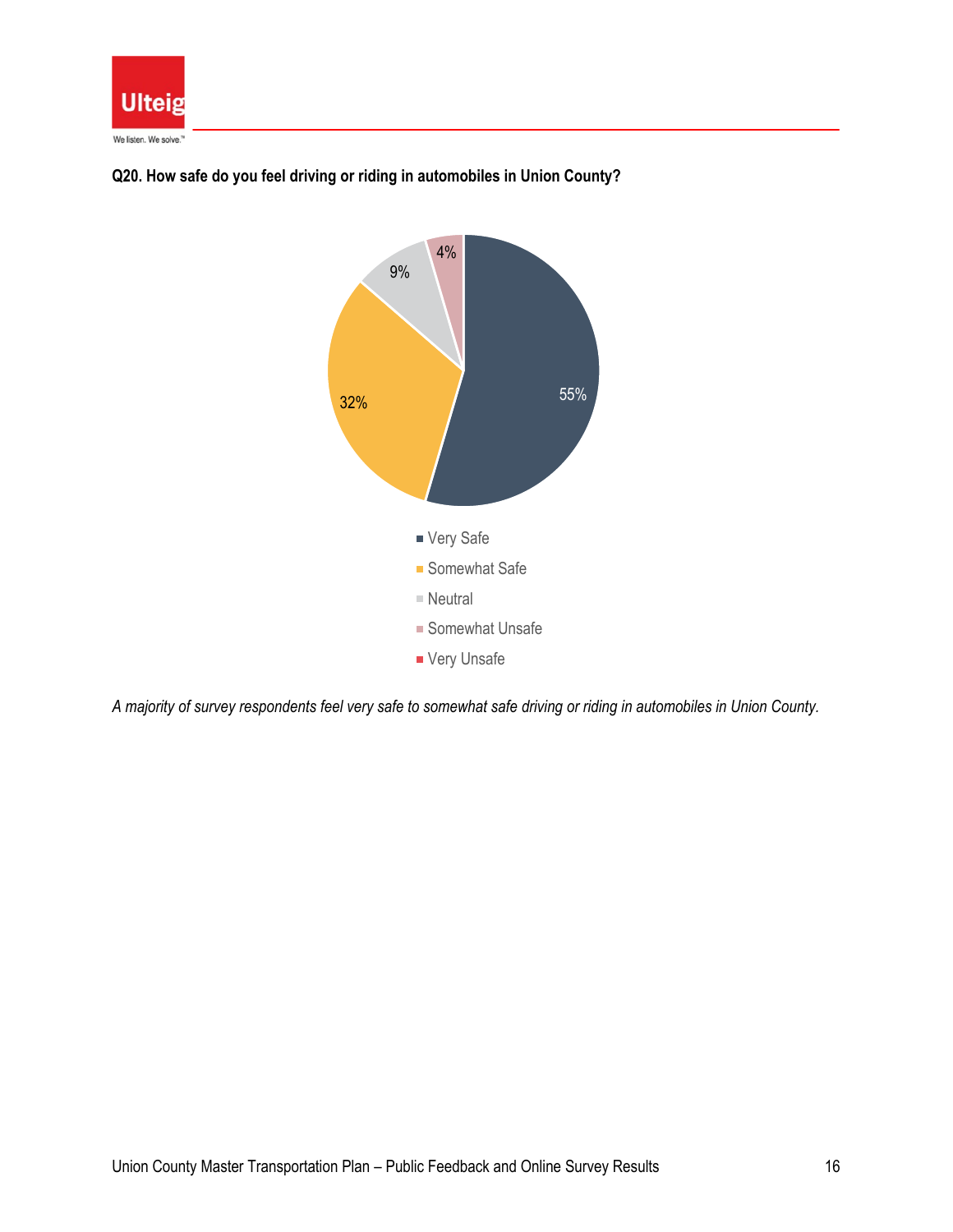**Q20. How safe do you feel driving or riding in automobiles in Union County?**

| Response | Percentage |
| --- | --- |
| Very Safe | 55% |
| Somewhat Safe | 32% |
| Neutral | 9% |
| Somewhat Unsafe | 4% |
| Very Unsafe | |

*A majority of survey respondents feel very safe to somewhat safe driving or riding in automobiles in Union County.*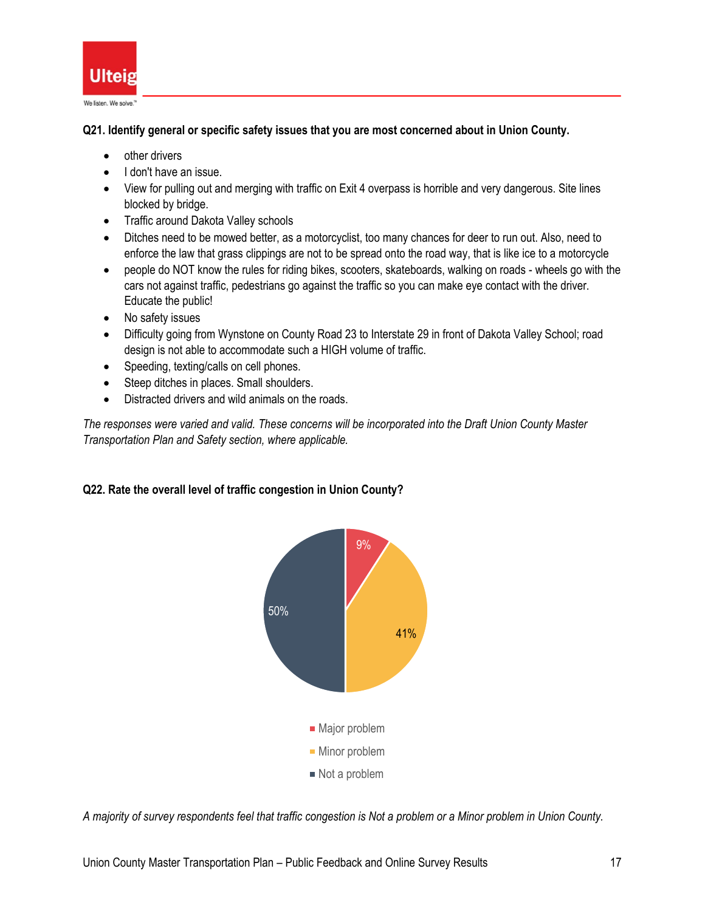**Q21. Identify general or specific safety issues that you are most concerned about in Union County.**

- other drivers
- I don't have an issue.
- View for pulling out and merging with traffic on Exit 4 overpass is horrible and very dangerous. Site lines blocked by bridge.
- Traffic around Dakota Valley schools
- Ditches need to be mowed better, as a motorcyclist, too many chances for deer to run out. Also, need to enforce the law that grass clippings are not to be spread onto the road way, that is like ice to a motorcycle
- people do NOT know the rules for riding bikes, scooters, skateboards, walking on roads - wheels go with the cars not against traffic, pedestrians go against the traffic so you can make eye contact with the driver. Educate the public!
- No safety issues
- Difficulty going from Wynstone on County Road 23 to Interstate 29 in front of Dakota Valley School; road design is not able to accommodate such a HIGH volume of traffic.
- Speeding, texting/calls on cell phones.
- Steep ditches in places. Small shoulders.
- Distracted drivers and wild animals on the roads.

*The responses were varied and valid. These concerns will be incorporated into the Draft Union County Master Transportation Plan and Safety section, where applicable.*

**Q22. Rate the overall level of traffic congestion in Union County?**

| Response | Percent |
|---|---|
| Major problem | 9% |
| Minor problem | 41% |
| Not a problem | 50% |

*A majority of survey respondents feel that traffic congestion is Not a problem or a Minor problem in Union County.*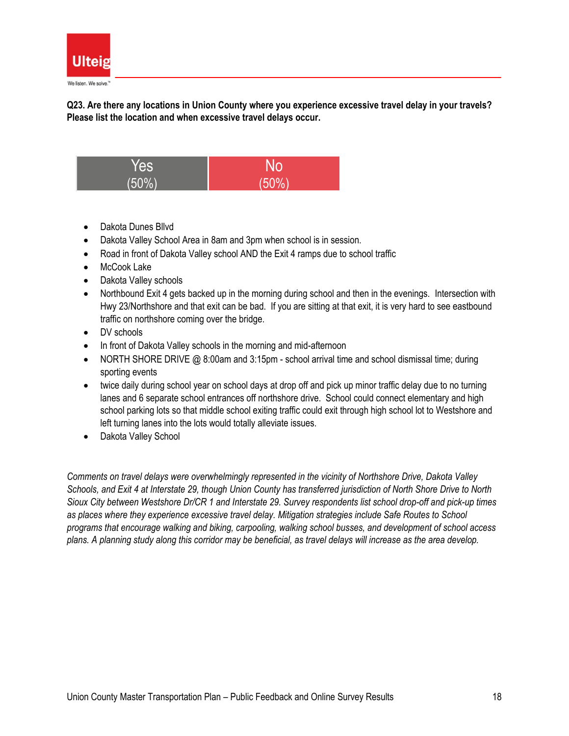**Q23. Are there any locations in Union County where you experience excessive travel delay in your travels? Please list the location and when excessive travel delays occur.**

| Yes (50%) | No (50%) |
|---|---|

- Dakota Dunes Bllvd
- Dakota Valley School Area in 8am and 3pm when school is in session.
- Road in front of Dakota Valley school AND the Exit 4 ramps due to school traffic
- McCook Lake
- Dakota Valley schools
- Northbound Exit 4 gets backed up in the morning during school and then in the evenings. Intersection with Hwy 23/Northshore and that exit can be bad. If you are sitting at that exit, it is very hard to see eastbound traffic on northshore coming over the bridge.
- DV schools
- In front of Dakota Valley schools in the morning and mid-afternoon
- NORTH SHORE DRIVE @ 8:00am and 3:15pm - school arrival time and school dismissal time; during sporting events
- twice daily during school year on school days at drop off and pick up minor traffic delay due to no turning lanes and 6 separate school entrances off northshore drive. School could connect elementary and high school parking lots so that middle school exiting traffic could exit through high school lot to Westshore and left turning lanes into the lots would totally alleviate issues.
- Dakota Valley School

*Comments on travel delays were overwhelmingly represented in the vicinity of Northshore Drive, Dakota Valley Schools, and Exit 4 at Interstate 29, though Union County has transferred jurisdiction of North Shore Drive to North Sioux City between Westshore Dr/CR 1 and Interstate 29. Survey respondents list school drop-off and pick-up times as places where they experience excessive travel delay. Mitigation strategies include Safe Routes to School programs that encourage walking and biking, carpooling, walking school busses, and development of school access plans. A planning study along this corridor may be beneficial, as travel delays will increase as the area develop.*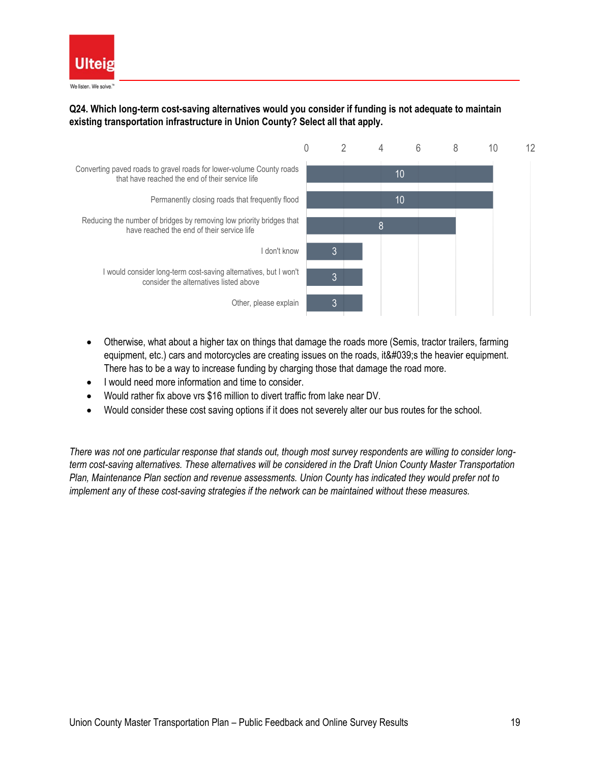**Q24. Which long-term cost-saving alternatives would you consider if funding is not adequate to maintain existing transportation infrastructure in Union County? Select all that apply.**

| Response | Count |
|---|---|
| Converting paved roads to gravel roads for lower-volume County roads that have reached the end of their service life | 10 |
| Permanently closing roads that frequently flood | 10 |
| Reducing the number of bridges by removing low priority bridges that have reached the end of their service life | 8 |
| I don't know | 3 |
| I would consider long-term cost-saving alternatives, but I won't consider the alternatives listed above | 3 |
| Other, please explain | 3 |

- Otherwise, what about a higher tax on things that damage the roads more (Semis, tractor trailers, farming equipment, etc.) cars and motorcycles are creating issues on the roads, it&#039;s the heavier equipment. There has to be a way to increase funding by charging those that damage the road more.
- I would need more information and time to consider.
- Would rather fix above vrs $16 million to divert traffic from lake near DV.
- Would consider these cost saving options if it does not severely alter our bus routes for the school.

*There was not one particular response that stands out, though most survey respondents are willing to consider long-term cost-saving alternatives. These alternatives will be considered in the Draft Union County Master Transportation Plan, Maintenance Plan section and revenue assessments. Union County has indicated they would prefer not to implement any of these cost-saving strategies if the network can be maintained without these measures.*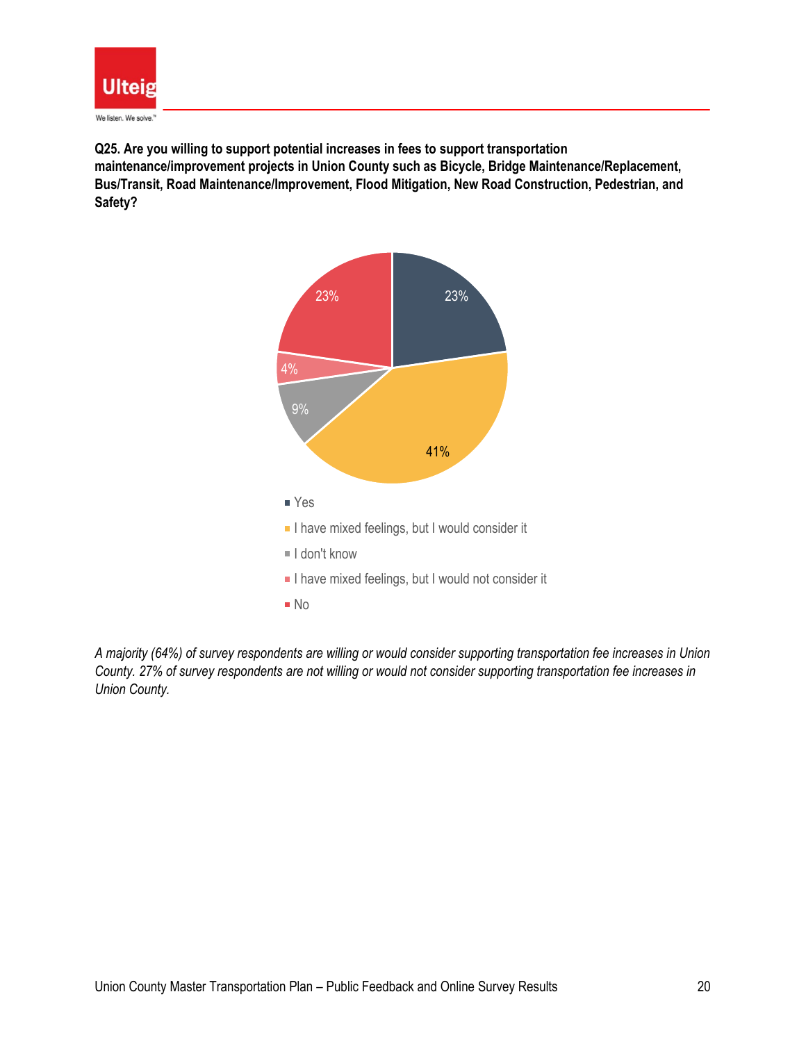**Q25. Are you willing to support potential increases in fees to support transportation maintenance/improvement projects in Union County such as Bicycle, Bridge Maintenance/Replacement, Bus/Transit, Road Maintenance/Improvement, Flood Mitigation, New Road Construction, Pedestrian, and Safety?**

| Response | Percent |
|---|---|
| Yes | 23% |
| I have mixed feelings, but I would consider it | 41% |
| I don't know | 9% |
| I have mixed feelings, but I would not consider it | 4% |
| No | 23% |

*A majority (64%) of survey respondents are willing or would consider supporting transportation fee increases in Union County. 27% of survey respondents are not willing or would not consider supporting transportation fee increases in Union County.*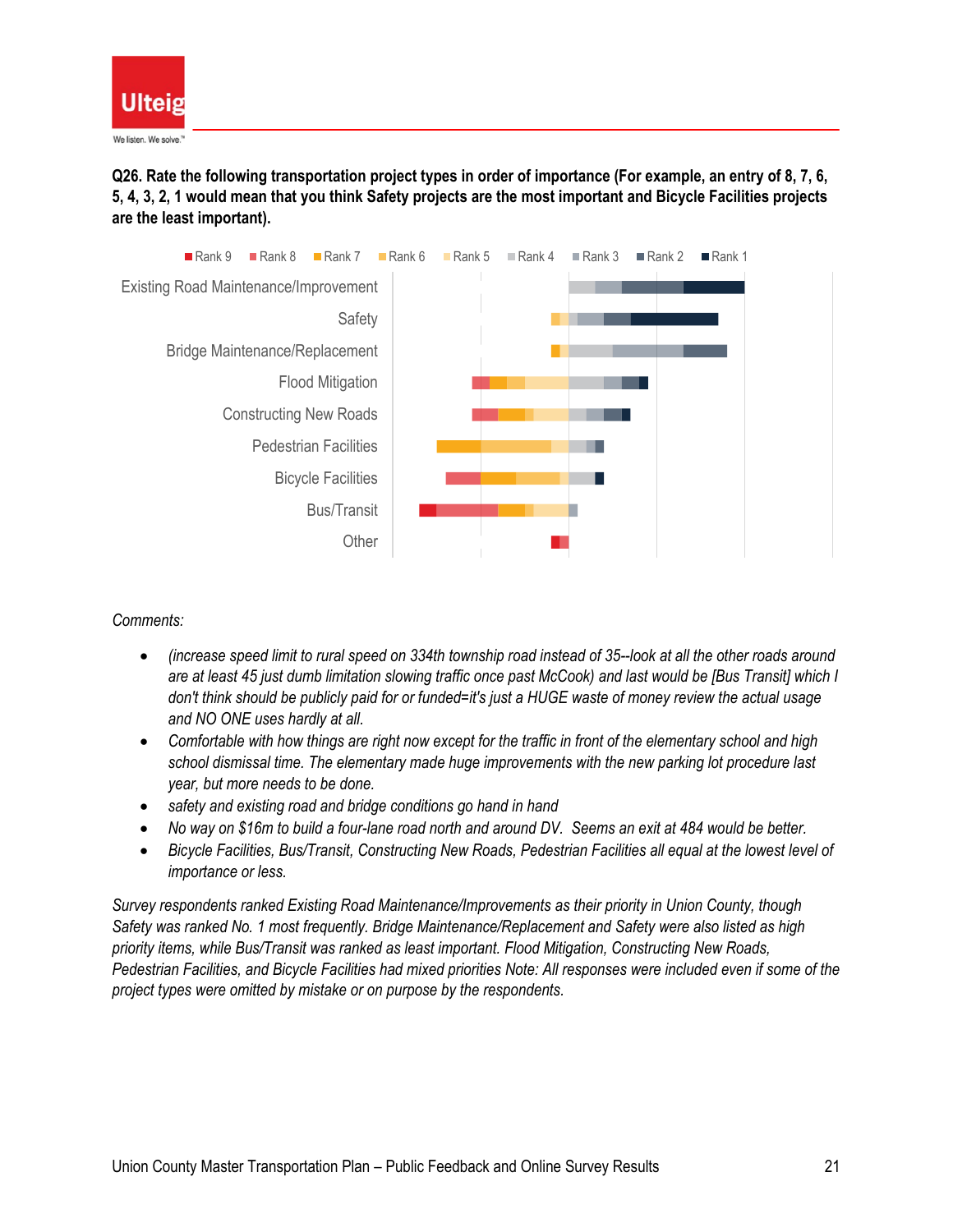**Q26. Rate the following transportation project types in order of importance (For example, an entry of 8, 7, 6, 5, 4, 3, 2, 1 would mean that you think Safety projects are the most important and Bicycle Facilities projects are the least important).**

*Comments:*

- *(increase speed limit to rural speed on 334th township road instead of 35--look at all the other roads around are at least 45 just dumb limitation slowing traffic once past McCook) and last would be [Bus Transit] which I don't think should be publicly paid for or funded=it's just a HUGE waste of money review the actual usage and NO ONE uses hardly at all.*
- *Comfortable with how things are right now except for the traffic in front of the elementary school and high school dismissal time. The elementary made huge improvements with the new parking lot procedure last year, but more needs to be done.*
- *safety and existing road and bridge conditions go hand in hand*
- *No way on $16m to build a four-lane road north and around DV. Seems an exit at 484 would be better.*
- *Bicycle Facilities, Bus/Transit, Constructing New Roads, Pedestrian Facilities all equal at the lowest level of importance or less.*

*Survey respondents ranked Existing Road Maintenance/Improvements as their priority in Union County, though Safety was ranked No. 1 most frequently. Bridge Maintenance/Replacement and Safety were also listed as high priority items, while Bus/Transit was ranked as least important. Flood Mitigation, Constructing New Roads, Pedestrian Facilities, and Bicycle Facilities had mixed priorities Note: All responses were included even if some of the project types were omitted by mistake or on purpose by the respondents.*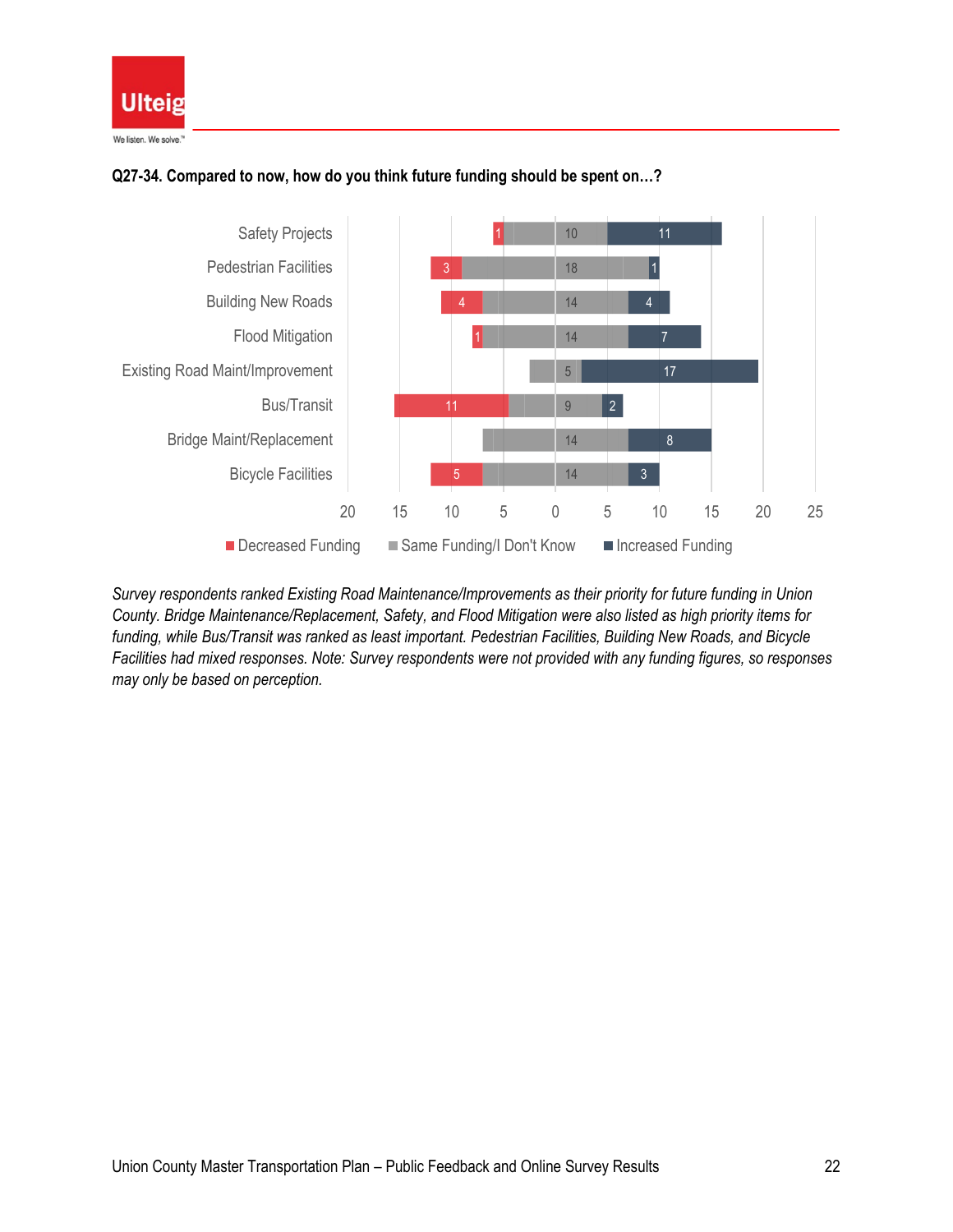**Q27-34. Compared to now, how do you think future funding should be spent on…?**

| Category | Decreased Funding | Same Funding/I Don't Know | Increased Funding |
| --- | --- | --- | --- |
| Safety Projects | 1 | 10 | 11 |
| Pedestrian Facilities | 3 | 18 | 1 |
| Building New Roads | 4 | 14 | 4 |
| Flood Mitigation | 1 | 14 | 7 |
| Existing Road Maint/Improvement | | 5 | 17 |
| Bus/Transit | 11 | 9 | 2 |
| Bridge Maint/Replacement | | 14 | 8 |
| Bicycle Facilities | 5 | 14 | 3 |

*Survey respondents ranked Existing Road Maintenance/Improvements as their priority for future funding in Union County. Bridge Maintenance/Replacement, Safety, and Flood Mitigation were also listed as high priority items for funding, while Bus/Transit was ranked as least important. Pedestrian Facilities, Building New Roads, and Bicycle Facilities had mixed responses. Note: Survey respondents were not provided with any funding figures, so responses may only be based on perception.*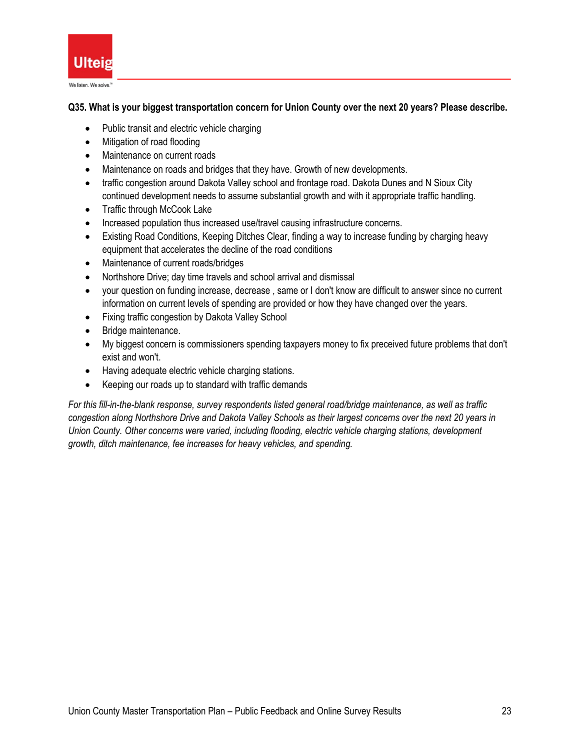**Q35. What is your biggest transportation concern for Union County over the next 20 years? Please describe.**

- Public transit and electric vehicle charging
- Mitigation of road flooding
- Maintenance on current roads
- Maintenance on roads and bridges that they have. Growth of new developments.
- traffic congestion around Dakota Valley school and frontage road. Dakota Dunes and N Sioux City continued development needs to assume substantial growth and with it appropriate traffic handling.
- Traffic through McCook Lake
- Increased population thus increased use/travel causing infrastructure concerns.
- Existing Road Conditions, Keeping Ditches Clear, finding a way to increase funding by charging heavy equipment that accelerates the decline of the road conditions
- Maintenance of current roads/bridges
- Northshore Drive; day time travels and school arrival and dismissal
- your question on funding increase, decrease , same or I don't know are difficult to answer since no current information on current levels of spending are provided or how they have changed over the years.
- Fixing traffic congestion by Dakota Valley School
- Bridge maintenance.
- My biggest concern is commissioners spending taxpayers money to fix preceived future problems that don't exist and won't.
- Having adequate electric vehicle charging stations.
- Keeping our roads up to standard with traffic demands

*For this fill-in-the-blank response, survey respondents listed general road/bridge maintenance, as well as traffic congestion along Northshore Drive and Dakota Valley Schools as their largest concerns over the next 20 years in Union County. Other concerns were varied, including flooding, electric vehicle charging stations, development growth, ditch maintenance, fee increases for heavy vehicles, and spending.*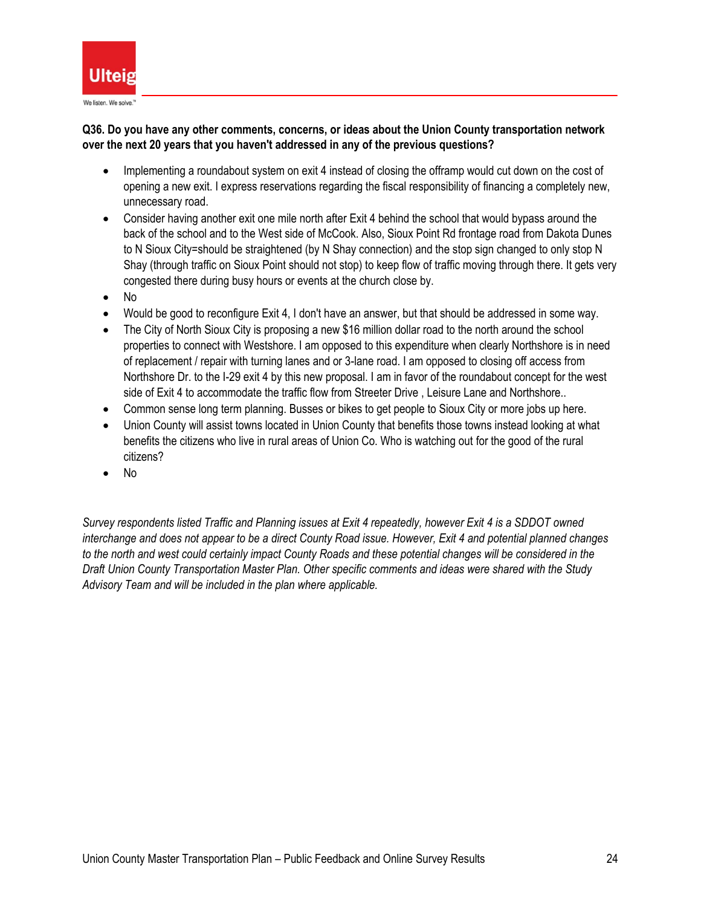**Q36. Do you have any other comments, concerns, or ideas about the Union County transportation network over the next 20 years that you haven't addressed in any of the previous questions?**

- Implementing a roundabout system on exit 4 instead of closing the offramp would cut down on the cost of opening a new exit. I express reservations regarding the fiscal responsibility of financing a completely new, unnecessary road.
- Consider having another exit one mile north after Exit 4 behind the school that would bypass around the back of the school and to the West side of McCook. Also, Sioux Point Rd frontage road from Dakota Dunes to N Sioux City=should be straightened (by N Shay connection) and the stop sign changed to only stop N Shay (through traffic on Sioux Point should not stop) to keep flow of traffic moving through there. It gets very congested there during busy hours or events at the church close by.
- No
- Would be good to reconfigure Exit 4, I don't have an answer, but that should be addressed in some way.
- The City of North Sioux City is proposing a new $16 million dollar road to the north around the school properties to connect with Westshore. I am opposed to this expenditure when clearly Northshore is in need of replacement / repair with turning lanes and or 3-lane road. I am opposed to closing off access from Northshore Dr. to the I-29 exit 4 by this new proposal. I am in favor of the roundabout concept for the west side of Exit 4 to accommodate the traffic flow from Streeter Drive , Leisure Lane and Northshore..
- Common sense long term planning. Busses or bikes to get people to Sioux City or more jobs up here.
- Union County will assist towns located in Union County that benefits those towns instead looking at what benefits the citizens who live in rural areas of Union Co. Who is watching out for the good of the rural citizens?
- No

*Survey respondents listed Traffic and Planning issues at Exit 4 repeatedly, however Exit 4 is a SDDOT owned interchange and does not appear to be a direct County Road issue. However, Exit 4 and potential planned changes to the north and west could certainly impact County Roads and these potential changes will be considered in the Draft Union County Transportation Master Plan. Other specific comments and ideas were shared with the Study Advisory Team and will be included in the plan where applicable.*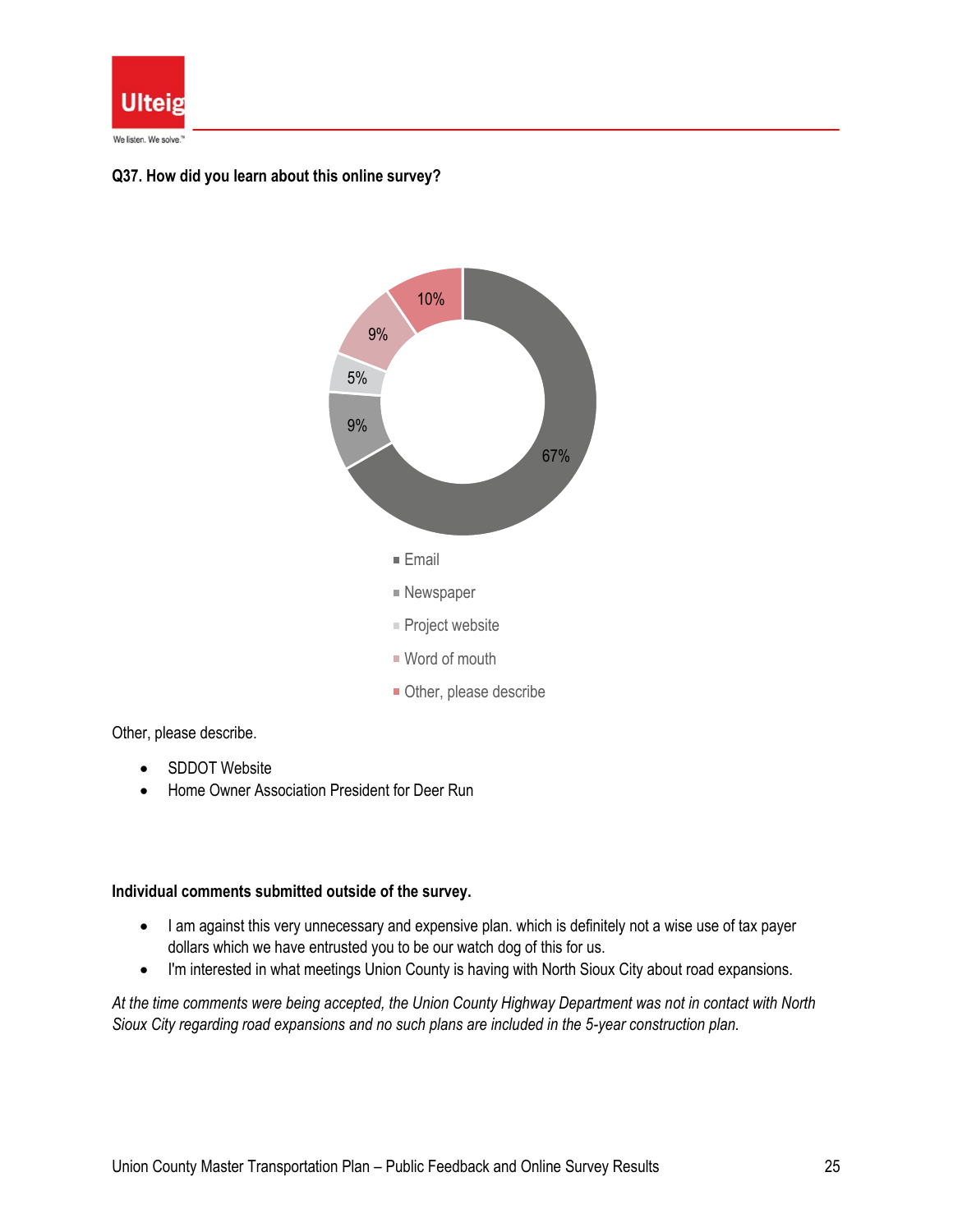**Q37. How did you learn about this online survey?**

10%
9%
5%
9%
67%

Email
Newspaper
Project website
Word of mouth
Other, please describe

Other, please describe.

- SDDOT Website
- Home Owner Association President for Deer Run

**Individual comments submitted outside of the survey.**

- I am against this very unnecessary and expensive plan. which is definitely not a wise use of tax payer dollars which we have entrusted you to be our watch dog of this for us.
- I'm interested in what meetings Union County is having with North Sioux City about road expansions.

*At the time comments were being accepted, the Union County Highway Department was not in contact with North Sioux City regarding road expansions and no such plans are included in the 5-year construction plan.*